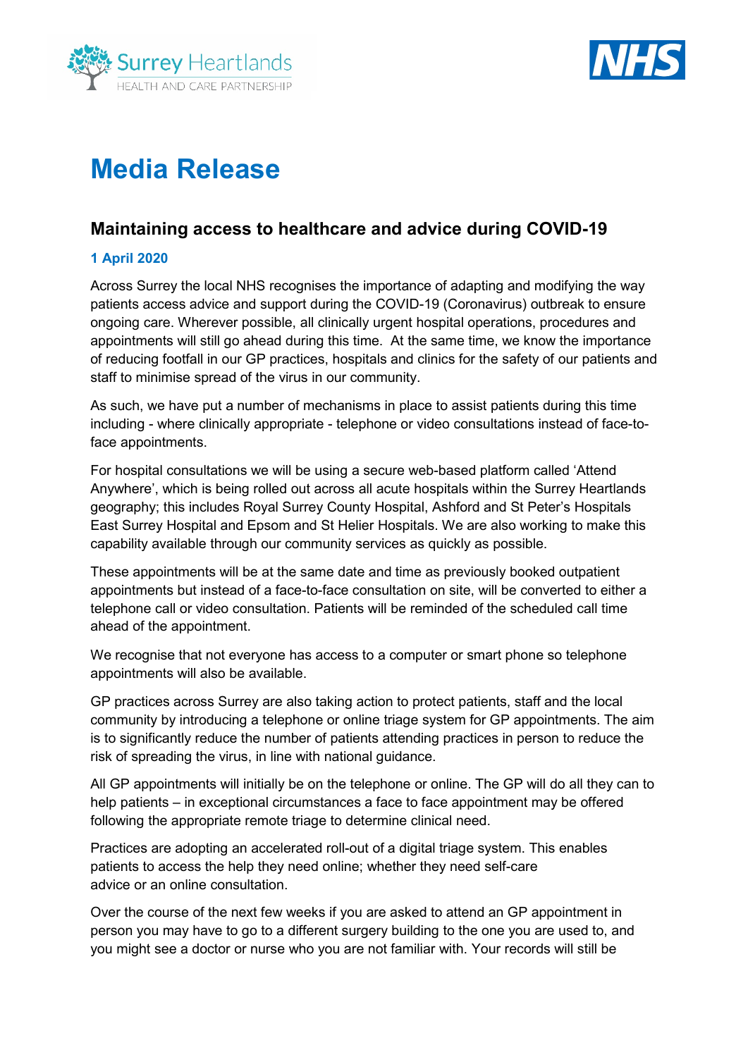# Media Release

## Maintaining access to healthcare and advice during COVID-19

**1 April 2020**

Across Surrey the local NHS recognises the importance of adapting and modifying the way patients access advice and support during the COVID-19 (Coronavirus) outbreak to ensure ongoing care. Wherever possible, all clinically urgent hospital operations, procedures and appointments will still go ahead during this time. At the same time, we know the importance of reducing footfall in our GP practices, hospitals and clinics for the safety of our patients and staff to minimise spread of the virus in our community.

As such, we have put a number of mechanisms in place to assist patients during this time including - where clinically appropriate - telephone or video consultations instead of face-to-face appointments.

For hospital consultations we will be using a secure web-based platform called 'Attend Anywhere', which is being rolled out across all acute hospitals within the Surrey Heartlands geography; this includes Royal Surrey County Hospital, Ashford and St Peter's Hospitals East Surrey Hospital and Epsom and St Helier Hospitals. We are also working to make this capability available through our community services as quickly as possible.

These appointments will be at the same date and time as previously booked outpatient appointments but instead of a face-to-face consultation on site, will be converted to either a telephone call or video consultation. Patients will be reminded of the scheduled call time ahead of the appointment.

We recognise that not everyone has access to a computer or smart phone so telephone appointments will also be available.

GP practices across Surrey are also taking action to protect patients, staff and the local community by introducing a telephone or online triage system for GP appointments. The aim is to significantly reduce the number of patients attending practices in person to reduce the risk of spreading the virus, in line with national guidance.

All GP appointments will initially be on the telephone or online. The GP will do all they can to help patients – in exceptional circumstances a face to face appointment may be offered following the appropriate remote triage to determine clinical need.

Practices are adopting an accelerated roll-out of a digital triage system. This enables patients to access the help they need online; whether they need self-care advice or an online consultation.

Over the course of the next few weeks if you are asked to attend an GP appointment in person you may have to go to a different surgery building to the one you are used to, and you might see a doctor or nurse who you are not familiar with. Your records will still be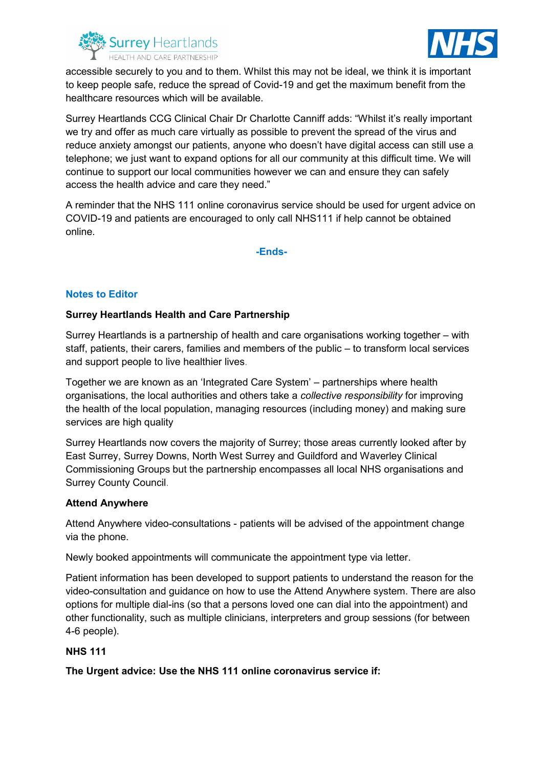accessible securely to you and to them. Whilst this may not be ideal, we think it is important to keep people safe, reduce the spread of Covid-19 and get the maximum benefit from the healthcare resources which will be available.

Surrey Heartlands CCG Clinical Chair Dr Charlotte Canniff adds: "Whilst it's really important we try and offer as much care virtually as possible to prevent the spread of the virus and reduce anxiety amongst our patients, anyone who doesn't have digital access can still use a telephone; we just want to expand options for all our community at this difficult time. We will continue to support our local communities however we can and ensure they can safely access the health advice and care they need."

A reminder that the NHS 111 online coronavirus service should be used for urgent advice on COVID-19 and patients are encouraged to only call NHS111 if help cannot be obtained online.

**-Ends-**

## Notes to Editor

### Surrey Heartlands Health and Care Partnership

Surrey Heartlands is a partnership of health and care organisations working together – with staff, patients, their carers, families and members of the public – to transform local services and support people to live healthier lives.

Together we are known as an 'Integrated Care System' – partnerships where health organisations, the local authorities and others take a *collective responsibility* for improving the health of the local population, managing resources (including money) and making sure services are high quality

Surrey Heartlands now covers the majority of Surrey; those areas currently looked after by East Surrey, Surrey Downs, North West Surrey and Guildford and Waverley Clinical Commissioning Groups but the partnership encompasses all local NHS organisations and Surrey County Council.

### Attend Anywhere

Attend Anywhere video-consultations - patients will be advised of the appointment change via the phone.

Newly booked appointments will communicate the appointment type via letter.

Patient information has been developed to support patients to understand the reason for the video-consultation and guidance on how to use the Attend Anywhere system. There are also options for multiple dial-ins (so that a persons loved one can dial into the appointment) and other functionality, such as multiple clinicians, interpreters and group sessions (for between 4-6 people).

### NHS 111

**The Urgent advice: Use the NHS 111 online coronavirus service if:**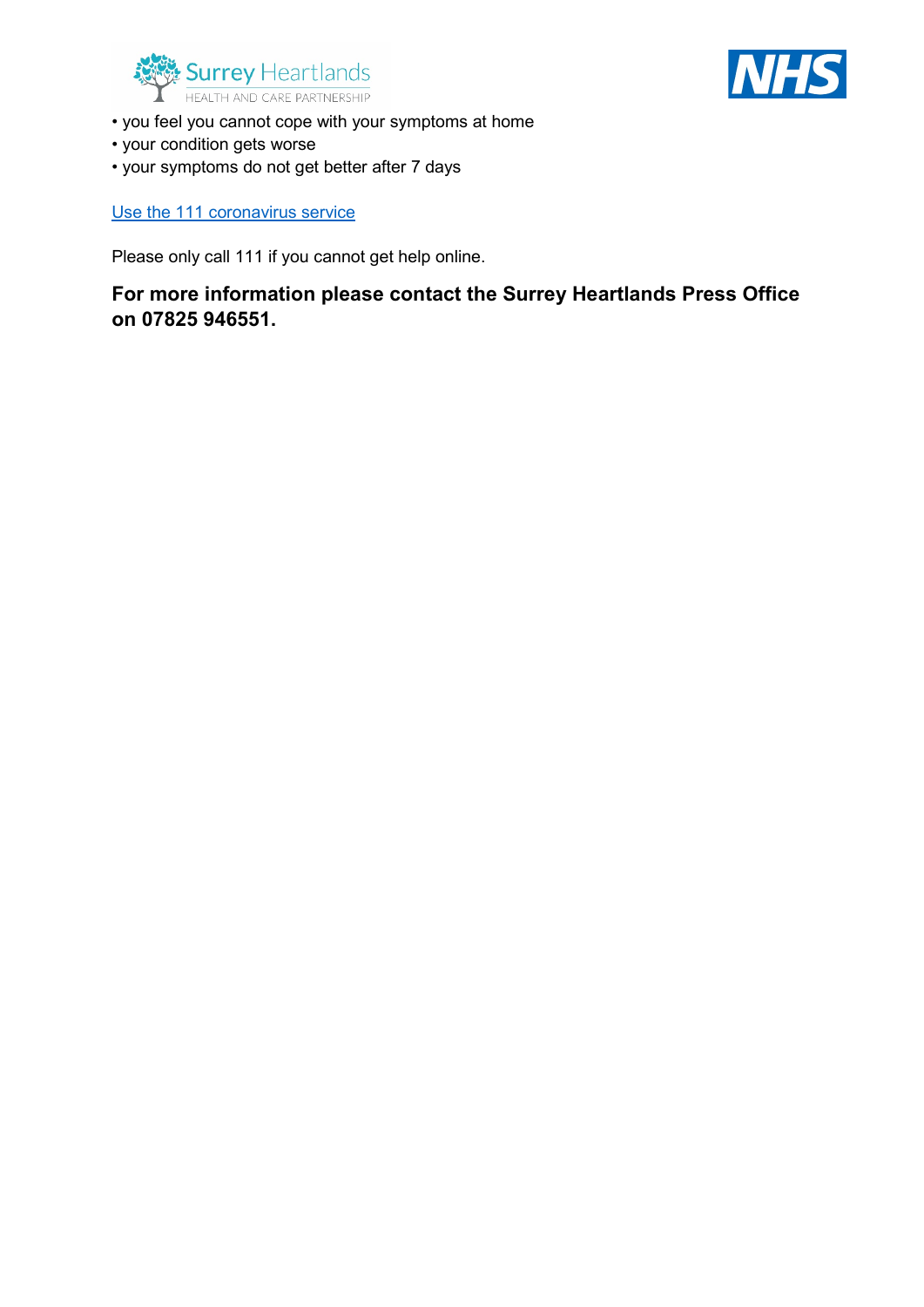- you feel you cannot cope with your symptoms at home
- your condition gets worse
- your symptoms do not get better after 7 days

[Use the 111 coronavirus service]

Please only call 111 if you cannot get help online.

**For more information please contact the Surrey Heartlands Press Office on 07825 946551.**